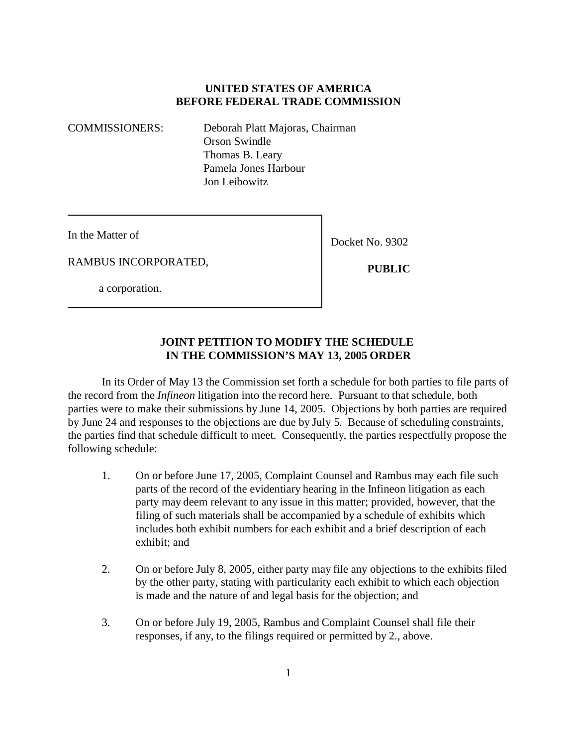**UNITED STATES OF AMERICA**
**BEFORE FEDERAL TRADE COMMISSION**

COMMISSIONERS: Deborah Platt Majoras, Chairman
Orson Swindle
Thomas B. Leary
Pamela Jones Harbour
Jon Leibowitz

In the Matter of

RAMBUS INCORPORATED,

a corporation.

Docket No. 9302

**PUBLIC**

**JOINT PETITION TO MODIFY THE SCHEDULE IN THE COMMISSION'S MAY 13, 2005 ORDER**

In its Order of May 13 the Commission set forth a schedule for both parties to file parts of the record from the *Infineon* litigation into the record here. Pursuant to that schedule, both parties were to make their submissions by June 14, 2005. Objections by both parties are required by June 24 and responses to the objections are due by July 5. Because of scheduling constraints, the parties find that schedule difficult to meet. Consequently, the parties respectfully propose the following schedule:

1. On or before June 17, 2005, Complaint Counsel and Rambus may each file such parts of the record of the evidentiary hearing in the Infineon litigation as each party may deem relevant to any issue in this matter; provided, however, that the filing of such materials shall be accompanied by a schedule of exhibits which includes both exhibit numbers for each exhibit and a brief description of each exhibit; and

2. On or before July 8, 2005, either party may file any objections to the exhibits filed by the other party, stating with particularity each exhibit to which each objection is made and the nature of and legal basis for the objection; and

3. On or before July 19, 2005, Rambus and Complaint Counsel shall file their responses, if any, to the filings required or permitted by 2., above.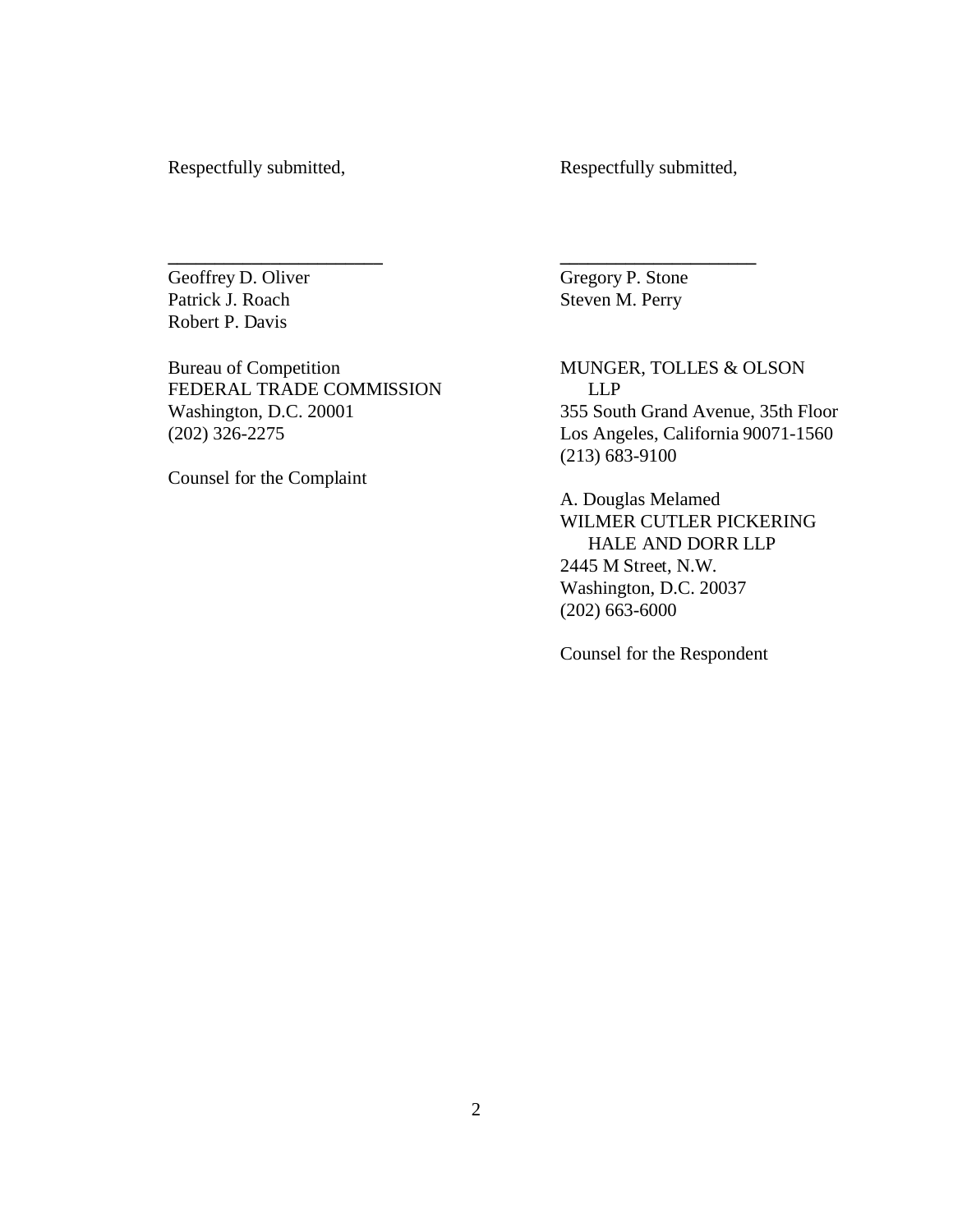Respectfully submitted,

\_\_\_\_\_\_\_\_\_\_\_\_\_\_\_\_\_\_\_\_\_\_

Geoffrey D. Oliver
Patrick J. Roach
Robert P. Davis

Bureau of Competition
FEDERAL TRADE COMMISSION
Washington, D.C. 20001
(202) 326-2275

Counsel for the Complaint

Respectfully submitted,

\_\_\_\_\_\_\_\_\_\_\_\_\_\_\_\_\_\_\_\_\_\_

Gregory P. Stone
Steven M. Perry

MUNGER, TOLLES & OLSON LLP
355 South Grand Avenue, 35th Floor
Los Angeles, California 90071-1560
(213) 683-9100

A. Douglas Melamed
WILMER CUTLER PICKERING HALE AND DORR LLP
2445 M Street, N.W.
Washington, D.C. 20037
(202) 663-6000

Counsel for the Respondent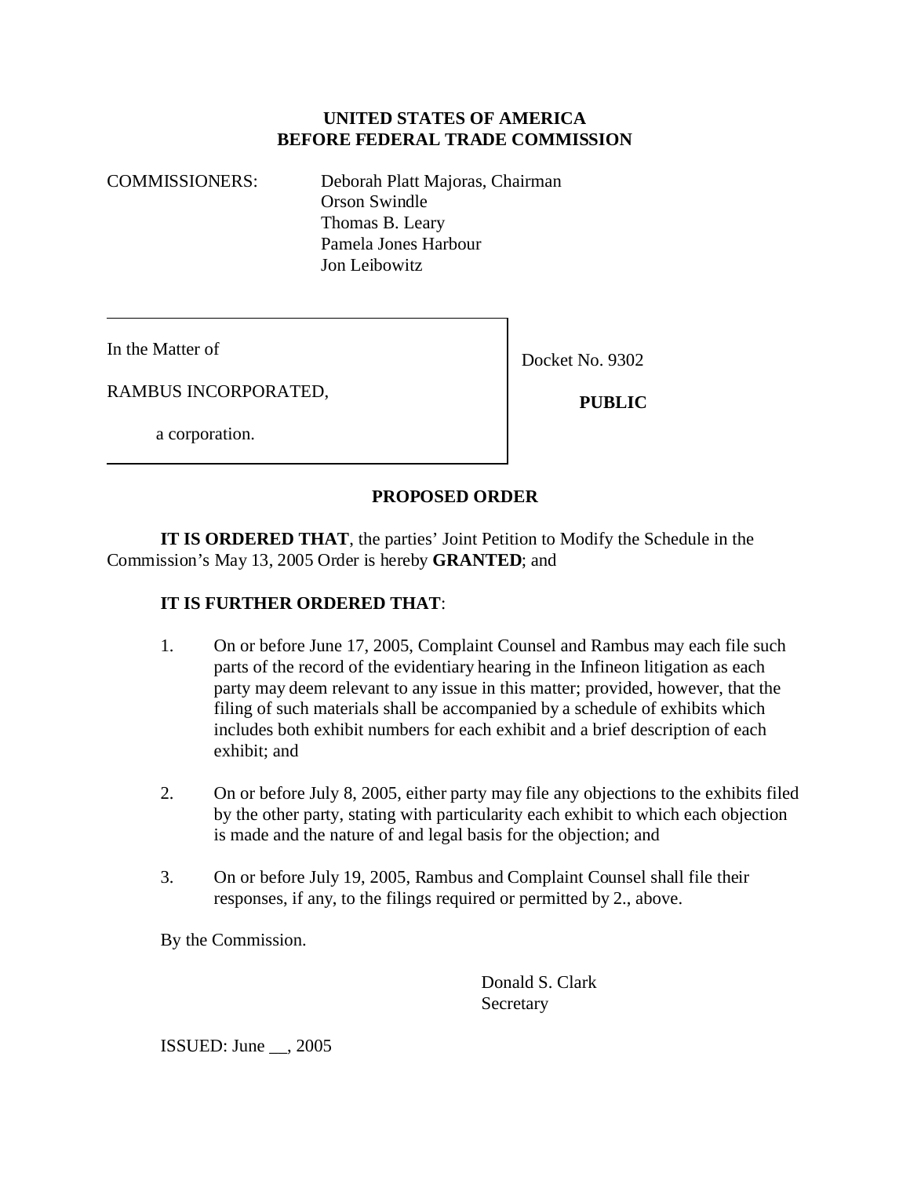**UNITED STATES OF AMERICA**
**BEFORE FEDERAL TRADE COMMISSION**

COMMISSIONERS: Deborah Platt Majoras, Chairman
Orson Swindle
Thomas B. Leary
Pamela Jones Harbour
Jon Leibowitz

In the Matter of

RAMBUS INCORPORATED,

a corporation.

Docket No. 9302

**PUBLIC**

**PROPOSED ORDER**

**IT IS ORDERED THAT**, the parties' Joint Petition to Modify the Schedule in the Commission's May 13, 2005 Order is hereby **GRANTED**; and

**IT IS FURTHER ORDERED THAT**:

1. On or before June 17, 2005, Complaint Counsel and Rambus may each file such parts of the record of the evidentiary hearing in the Infineon litigation as each party may deem relevant to any issue in this matter; provided, however, that the filing of such materials shall be accompanied by a schedule of exhibits which includes both exhibit numbers for each exhibit and a brief description of each exhibit; and

2. On or before July 8, 2005, either party may file any objections to the exhibits filed by the other party, stating with particularity each exhibit to which each objection is made and the nature of and legal basis for the objection; and

3. On or before July 19, 2005, Rambus and Complaint Counsel shall file their responses, if any, to the filings required or permitted by 2., above.

By the Commission.

Donald S. Clark
Secretary

ISSUED: June __, 2005